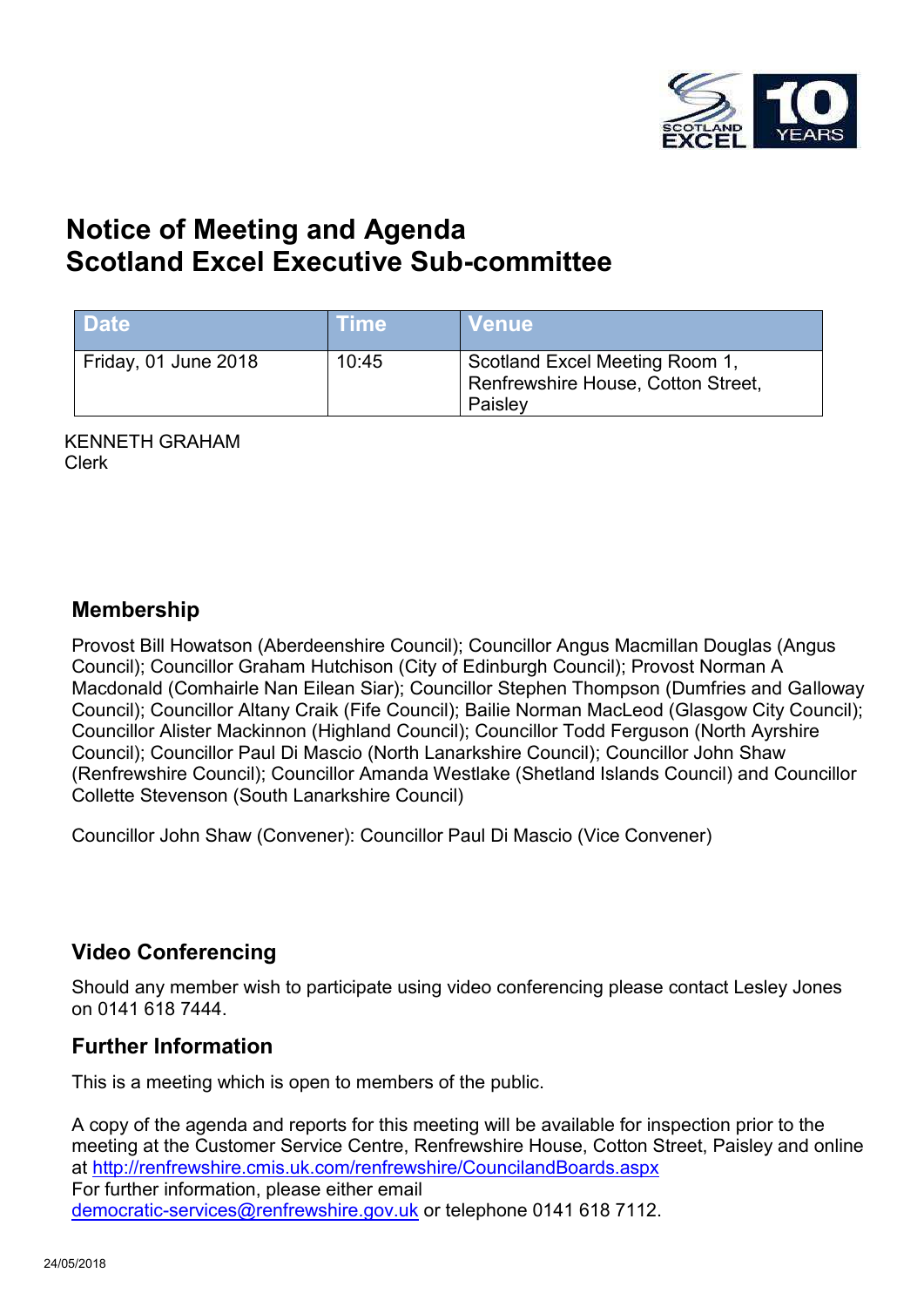# Notice of Meeting and Agenda
# Scotland Excel Executive Sub-committee

| Date | Time | Venue |
| --- | --- | --- |
| Friday, 01 June 2018 | 10:45 | Scotland Excel Meeting Room 1, Renfrewshire House, Cotton Street, Paisley |

KENNETH GRAHAM
Clerk

## Membership

Provost Bill Howatson (Aberdeenshire Council); Councillor Angus Macmillan Douglas (Angus Council); Councillor Graham Hutchison (City of Edinburgh Council); Provost Norman A Macdonald (Comhairle Nan Eilean Siar); Councillor Stephen Thompson (Dumfries and Galloway Council); Councillor Altany Craik (Fife Council); Bailie Norman MacLeod (Glasgow City Council); Councillor Alister Mackinnon (Highland Council); Councillor Todd Ferguson (North Ayrshire Council); Councillor Paul Di Mascio (North Lanarkshire Council); Councillor John Shaw (Renfrewshire Council); Councillor Amanda Westlake (Shetland Islands Council) and Councillor Collette Stevenson (South Lanarkshire Council)

Councillor John Shaw (Convener): Councillor Paul Di Mascio (Vice Convener)

## Video Conferencing

Should any member wish to participate using video conferencing please contact Lesley Jones on 0141 618 7444.

## Further Information

This is a meeting which is open to members of the public.

A copy of the agenda and reports for this meeting will be available for inspection prior to the meeting at the Customer Service Centre, Renfrewshire House, Cotton Street, Paisley and online at http://renfrewshire.cmis.uk.com/renfrewshire/CouncilandBoards.aspx
For further information, please either email democratic-services@renfrewshire.gov.uk or telephone 0141 618 7112.

24/05/2018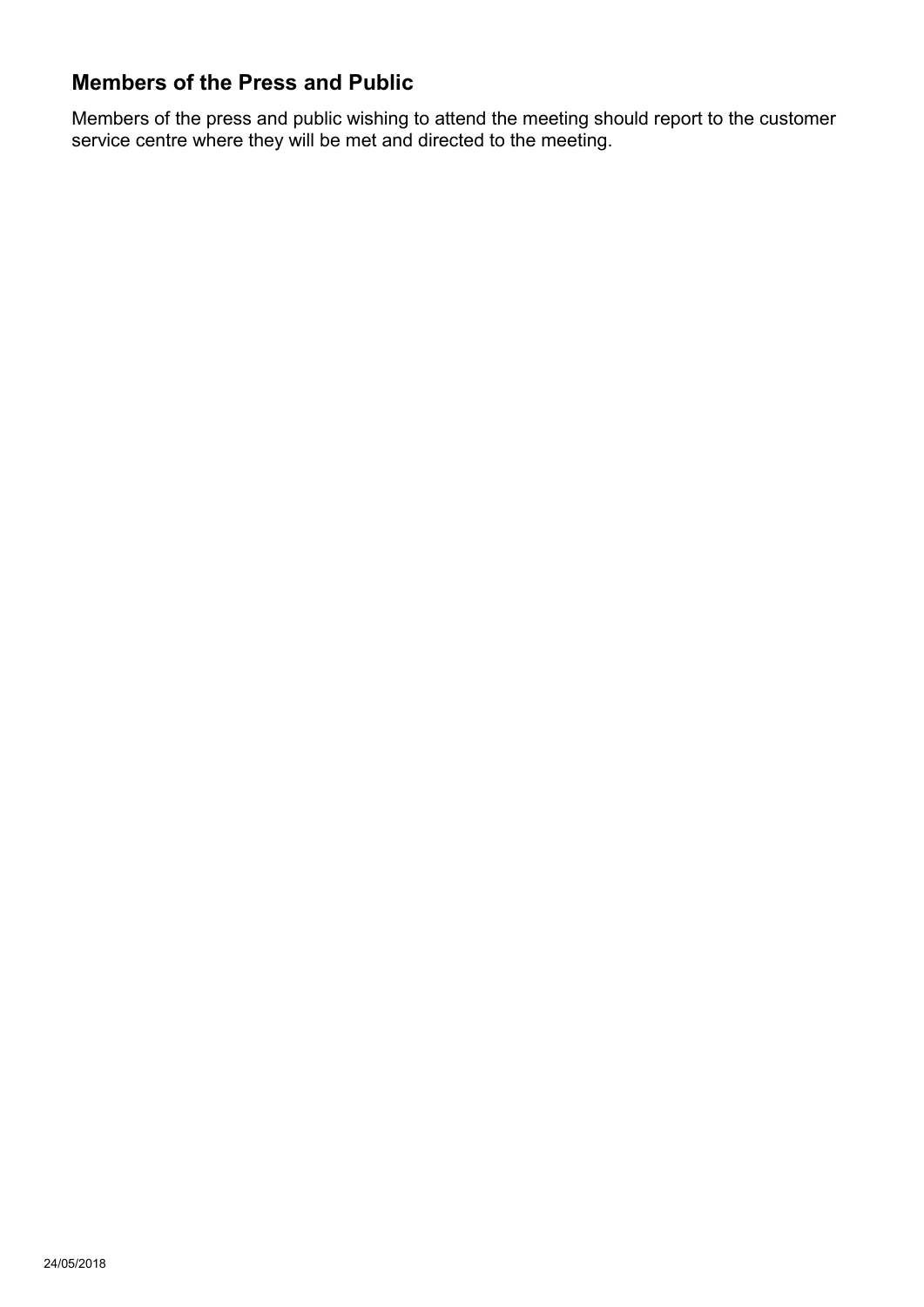## Members of the Press and Public

Members of the press and public wishing to attend the meeting should report to the customer service centre where they will be met and directed to the meeting.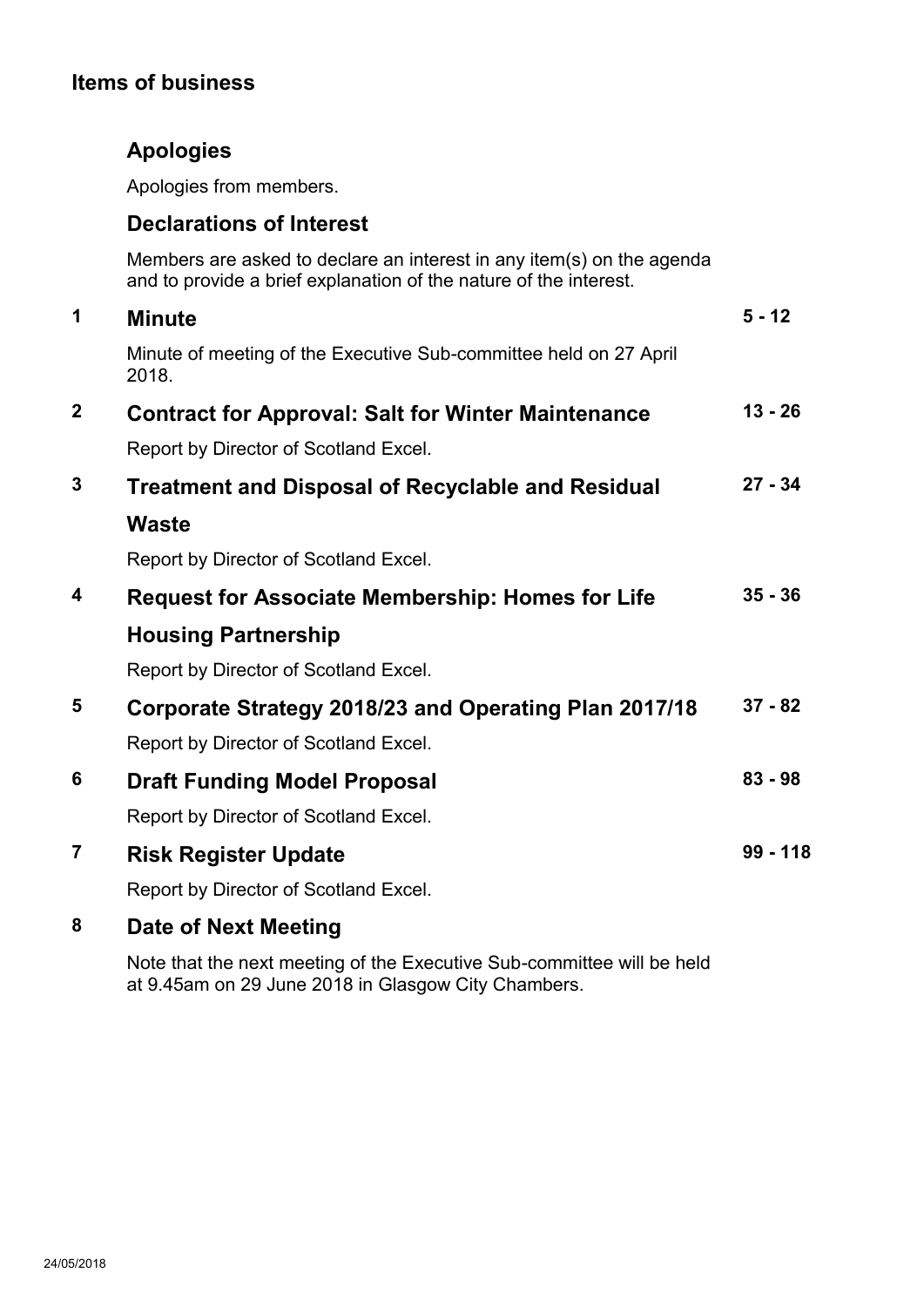## Items of business

### Apologies

Apologies from members.

### Declarations of Interest

Members are asked to declare an interest in any item(s) on the agenda and to provide a brief explanation of the nature of the interest.

| | | |
|---|---|---|
| **1** | **Minute**<br>Minute of meeting of the Executive Sub-committee held on 27 April 2018. | **5 - 12** |
| **2** | **Contract for Approval: Salt for Winter Maintenance**<br>Report by Director of Scotland Excel. | **13 - 26** |
| **3** | **Treatment and Disposal of Recyclable and Residual Waste**<br>Report by Director of Scotland Excel. | **27 - 34** |
| **4** | **Request for Associate Membership: Homes for Life Housing Partnership**<br>Report by Director of Scotland Excel. | **35 - 36** |
| **5** | **Corporate Strategy 2018/23 and Operating Plan 2017/18**<br>Report by Director of Scotland Excel. | **37 - 82** |
| **6** | **Draft Funding Model Proposal**<br>Report by Director of Scotland Excel. | **83 - 98** |
| **7** | **Risk Register Update**<br>Report by Director of Scotland Excel. | **99 - 118** |
| **8** | **Date of Next Meeting**<br>Note that the next meeting of the Executive Sub-committee will be held at 9.45am on 29 June 2018 in Glasgow City Chambers. | |

24/05/2018